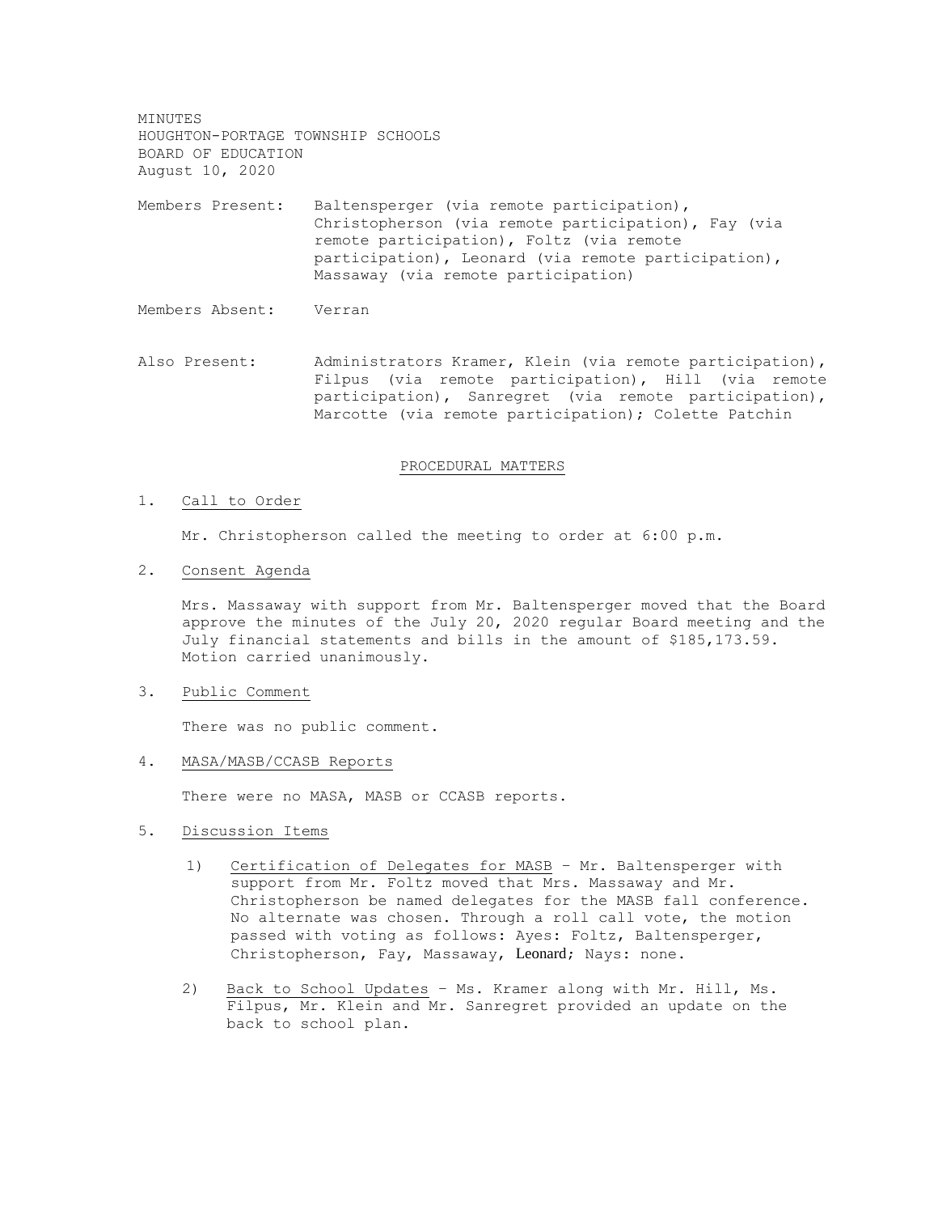MINUTES
HOUGHTON-PORTAGE TOWNSHIP SCHOOLS
BOARD OF EDUCATION
August 10, 2020

Members Present: Baltensperger (via remote participation), Christopherson (via remote participation), Fay (via remote participation), Foltz (via remote participation), Leonard (via remote participation), Massaway (via remote participation)

Members Absent: Verran

Also Present: Administrators Kramer, Klein (via remote participation), Filpus (via remote participation), Hill (via remote participation), Sanregret (via remote participation), Marcotte (via remote participation); Colette Patchin

## PROCEDURAL MATTERS

1. Call to Order

   Mr. Christopherson called the meeting to order at 6:00 p.m.

2. Consent Agenda

   Mrs. Massaway with support from Mr. Baltensperger moved that the Board approve the minutes of the July 20, 2020 regular Board meeting and the July financial statements and bills in the amount of $185,173.59. Motion carried unanimously.

3. Public Comment

   There was no public comment.

4. MASA/MASB/CCASB Reports

   There were no MASA, MASB or CCASB reports.

5. Discussion Items

   1) Certification of Delegates for MASB – Mr. Baltensperger with support from Mr. Foltz moved that Mrs. Massaway and Mr. Christopherson be named delegates for the MASB fall conference. No alternate was chosen. Through a roll call vote, the motion passed with voting as follows: Ayes: Foltz, Baltensperger, Christopherson, Fay, Massaway, Leonard; Nays: none.

   2) Back to School Updates – Ms. Kramer along with Mr. Hill, Ms. Filpus, Mr. Klein and Mr. Sanregret provided an update on the back to school plan.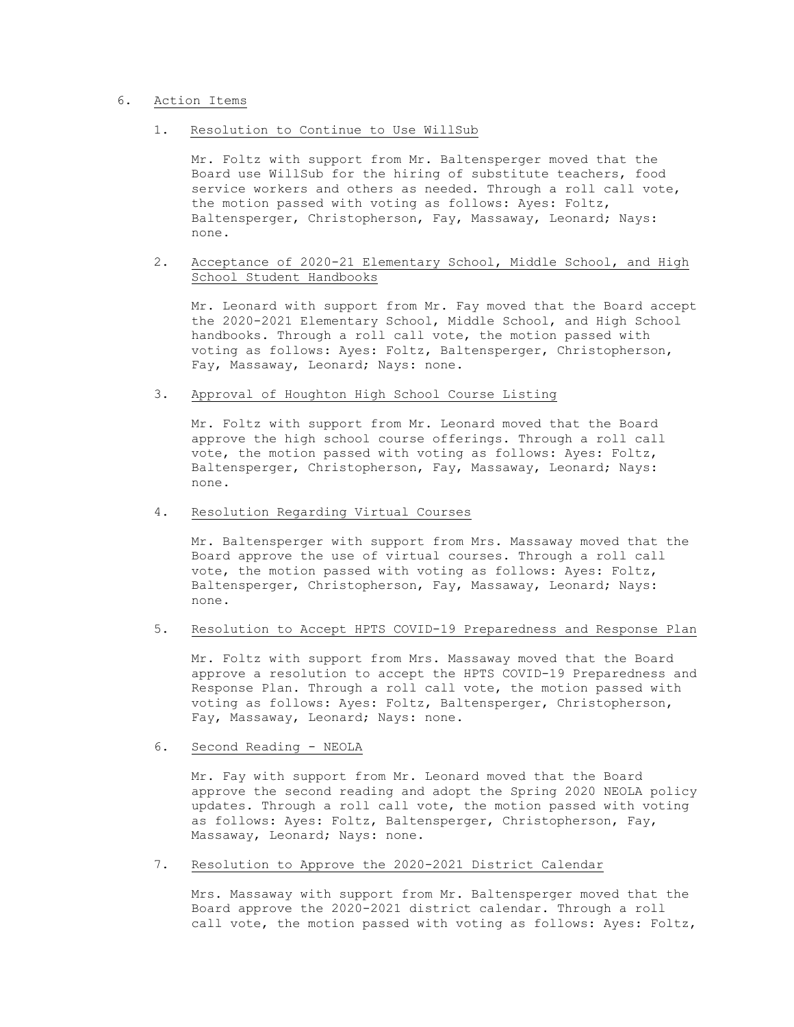6. <u>Action Items</u>

   1. <u>Resolution to Continue to Use WillSub</u>

      Mr. Foltz with support from Mr. Baltensperger moved that the Board use WillSub for the hiring of substitute teachers, food service workers and others as needed. Through a roll call vote, the motion passed with voting as follows: Ayes: Foltz, Baltensperger, Christopherson, Fay, Massaway, Leonard; Nays: none.

   2. <u>Acceptance of 2020-21 Elementary School, Middle School, and High School Student Handbooks</u>

      Mr. Leonard with support from Mr. Fay moved that the Board accept the 2020-2021 Elementary School, Middle School, and High School handbooks. Through a roll call vote, the motion passed with voting as follows: Ayes: Foltz, Baltensperger, Christopherson, Fay, Massaway, Leonard; Nays: none.

   3. <u>Approval of Houghton High School Course Listing</u>

      Mr. Foltz with support from Mr. Leonard moved that the Board approve the high school course offerings. Through a roll call vote, the motion passed with voting as follows: Ayes: Foltz, Baltensperger, Christopherson, Fay, Massaway, Leonard; Nays: none.

   4. <u>Resolution Regarding Virtual Courses</u>

      Mr. Baltensperger with support from Mrs. Massaway moved that the Board approve the use of virtual courses. Through a roll call vote, the motion passed with voting as follows: Ayes: Foltz, Baltensperger, Christopherson, Fay, Massaway, Leonard; Nays: none.

   5. <u>Resolution to Accept HPTS COVID-19 Preparedness and Response Plan</u>

      Mr. Foltz with support from Mrs. Massaway moved that the Board approve a resolution to accept the HPTS COVID-19 Preparedness and Response Plan. Through a roll call vote, the motion passed with voting as follows: Ayes: Foltz, Baltensperger, Christopherson, Fay, Massaway, Leonard; Nays: none.

   6. <u>Second Reading - NEOLA</u>

      Mr. Fay with support from Mr. Leonard moved that the Board approve the second reading and adopt the Spring 2020 NEOLA policy updates. Through a roll call vote, the motion passed with voting as follows: Ayes: Foltz, Baltensperger, Christopherson, Fay, Massaway, Leonard; Nays: none.

   7. <u>Resolution to Approve the 2020-2021 District Calendar</u>

      Mrs. Massaway with support from Mr. Baltensperger moved that the Board approve the 2020-2021 district calendar. Through a roll call vote, the motion passed with voting as follows: Ayes: Foltz,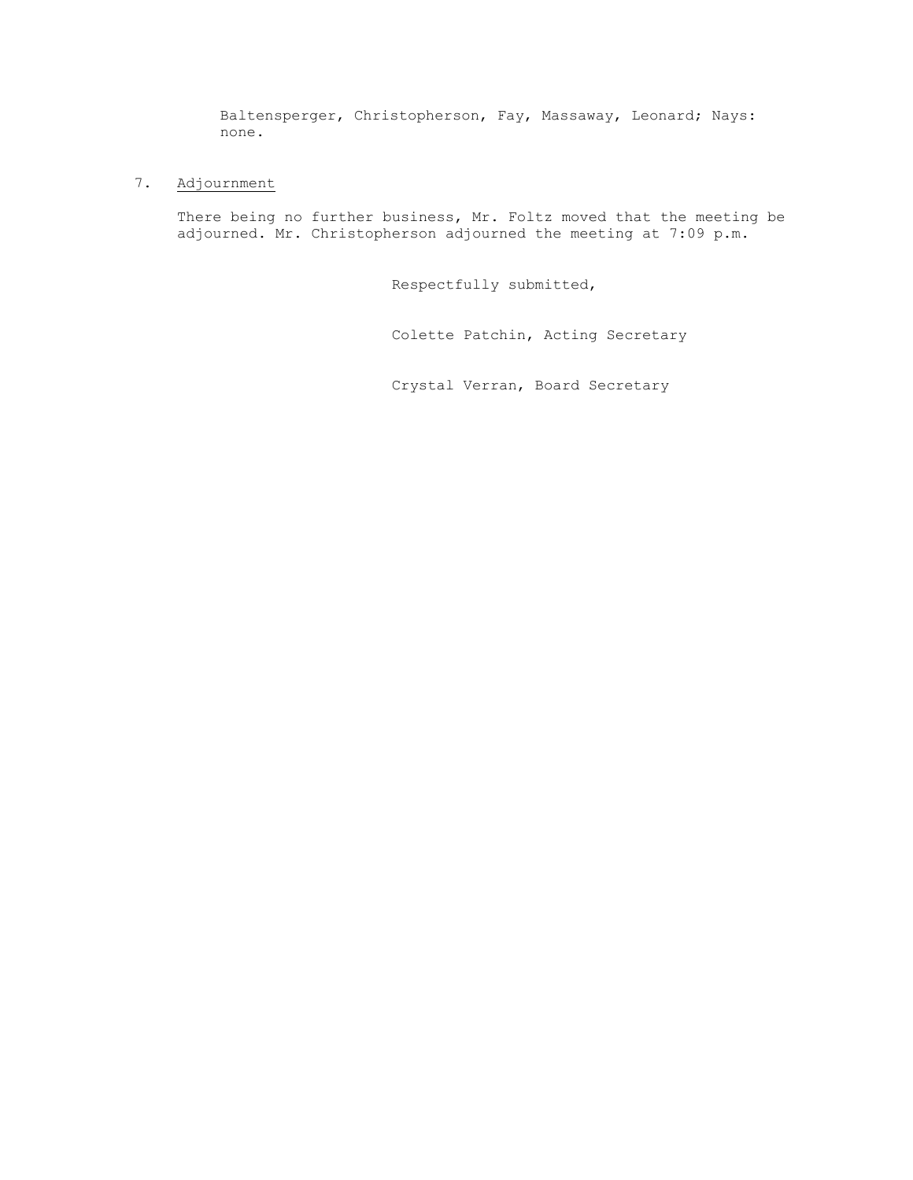Baltensperger, Christopherson, Fay, Massaway, Leonard; Nays: none.

7. <u>Adjournment</u>

There being no further business, Mr. Foltz moved that the meeting be adjourned. Mr. Christopherson adjourned the meeting at 7:09 p.m.

Respectfully submitted,

Colette Patchin, Acting Secretary

Crystal Verran, Board Secretary